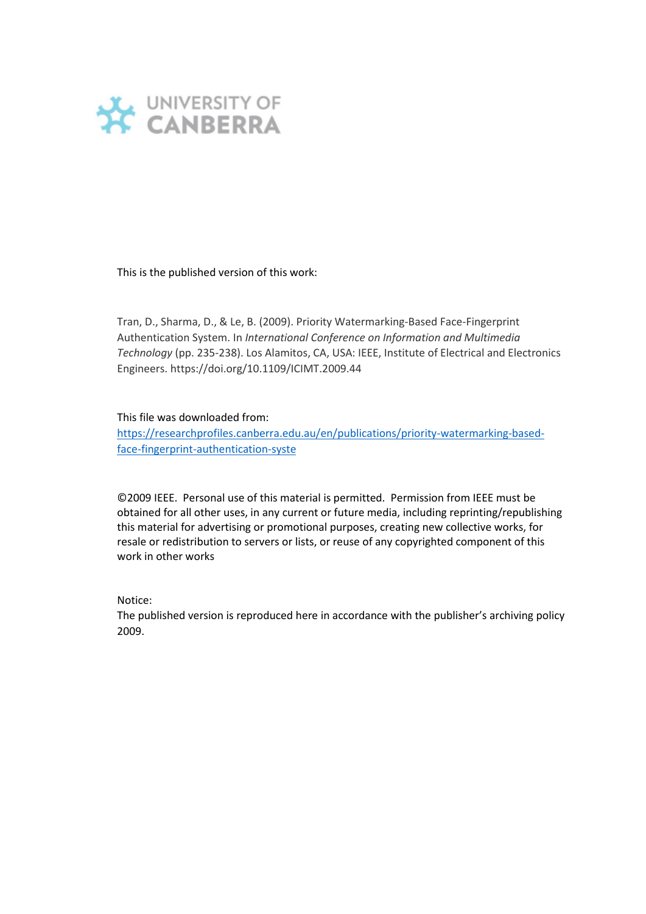UNIVERSITY OF CANBERRA

This is the published version of this work:

Tran, D., Sharma, D., & Le, B. (2009). Priority Watermarking-Based Face-Fingerprint Authentication System. In *International Conference on Information and Multimedia Technology* (pp. 235-238). Los Alamitos, CA, USA: IEEE, Institute of Electrical and Electronics Engineers. https://doi.org/10.1109/ICIMT.2009.44

This file was downloaded from:
https://researchprofiles.canberra.edu.au/en/publications/priority-watermarking-based-face-fingerprint-authentication-syste

©2009 IEEE. Personal use of this material is permitted. Permission from IEEE must be obtained for all other uses, in any current or future media, including reprinting/republishing this material for advertising or promotional purposes, creating new collective works, for resale or redistribution to servers or lists, or reuse of any copyrighted component of this work in other works

Notice:
The published version is reproduced here in accordance with the publisher's archiving policy 2009.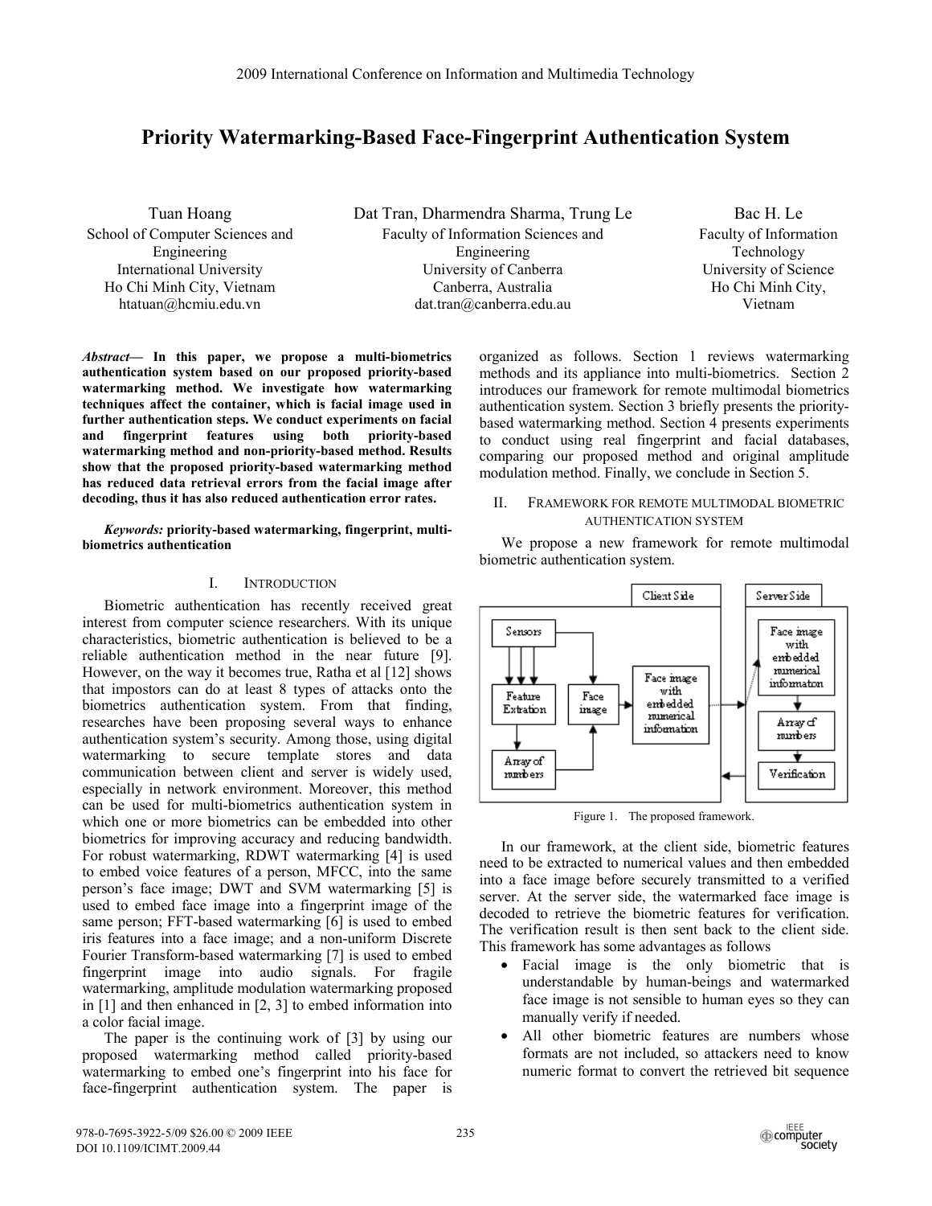# Priority Watermarking-Based Face-Fingerprint Authentication System

Tuan Hoang
School of Computer Sciences and Engineering
International University
Ho Chi Minh City, Vietnam
htatuan@hcmiu.edu.vn

Dat Tran, Dharmendra Sharma, Trung Le
Faculty of Information Sciences and Engineering
University of Canberra
Canberra, Australia
dat.tran@canberra.edu.au

Bac H. Le
Faculty of Information Technology
University of Science
Ho Chi Minh City, Vietnam

***Abstract*— In this paper, we propose a multi-biometrics authentication system based on our proposed priority-based watermarking method. We investigate how watermarking techniques affect the container, which is facial image used in further authentication steps. We conduct experiments on facial and fingerprint features using both priority-based watermarking method and non-priority-based method. Results show that the proposed priority-based watermarking method has reduced data retrieval errors from the facial image after decoding, thus it has also reduced authentication error rates.**

***Keywords:* priority-based watermarking, fingerprint, multi-biometrics authentication**

## I. Introduction

Biometric authentication has recently received great interest from computer science researchers. With its unique characteristics, biometric authentication is believed to be a reliable authentication method in the near future [9]. However, on the way it becomes true, Ratha et al [12] shows that impostors can do at least 8 types of attacks onto the biometrics authentication system. From that finding, researches have been proposing several ways to enhance authentication system's security. Among those, using digital watermarking to secure template stores and data communication between client and server is widely used, especially in network environment. Moreover, this method can be used for multi-biometrics authentication system in which one or more biometrics can be embedded into other biometrics for improving accuracy and reducing bandwidth. For robust watermarking, RDWT watermarking [4] is used to embed voice features of a person, MFCC, into the same person's face image; DWT and SVM watermarking [5] is used to embed face image into a fingerprint image of the same person; FFT-based watermarking [6] is used to embed iris features into a face image; and a non-uniform Discrete Fourier Transform-based watermarking [7] is used to embed fingerprint image into audio signals. For fragile watermarking, amplitude modulation watermarking proposed in [1] and then enhanced in [2, 3] to embed information into a color facial image.

The paper is the continuing work of [3] by using our proposed watermarking method called priority-based watermarking to embed one's fingerprint into his face for face-fingerprint authentication system. The paper is organized as follows. Section 1 reviews watermarking methods and its appliance into multi-biometrics. Section 2 introduces our framework for remote multimodal biometrics authentication system. Section 3 briefly presents the priority-based watermarking method. Section 4 presents experiments to conduct using real fingerprint and facial databases, comparing our proposed method and original amplitude modulation method. Finally, we conclude in Section 5.

## II. Framework for Remote Multimodal Biometric Authentication System

We propose a new framework for remote multimodal biometric authentication system.

Client Side
Sensors
Feature Extraction
Face image
Array of numbers
Face image with embedded numerical information
Server Side
Face image with embedded numerical informaton
Array of numbers
Verification

Figure 1. The proposed framework.

In our framework, at the client side, biometric features need to be extracted to numerical values and then embedded into a face image before securely transmitted to a verified server. At the server side, the watermarked face image is decoded to retrieve the biometric features for verification. The verification result is then sent back to the client side. This framework has some advantages as follows

- Facial image is the only biometric that is understandable by human-beings and watermarked face image is not sensible to human eyes so they can manually verify if needed.
- All other biometric features are numbers whose formats are not included, so attackers need to know numeric format to convert the retrieved bit sequence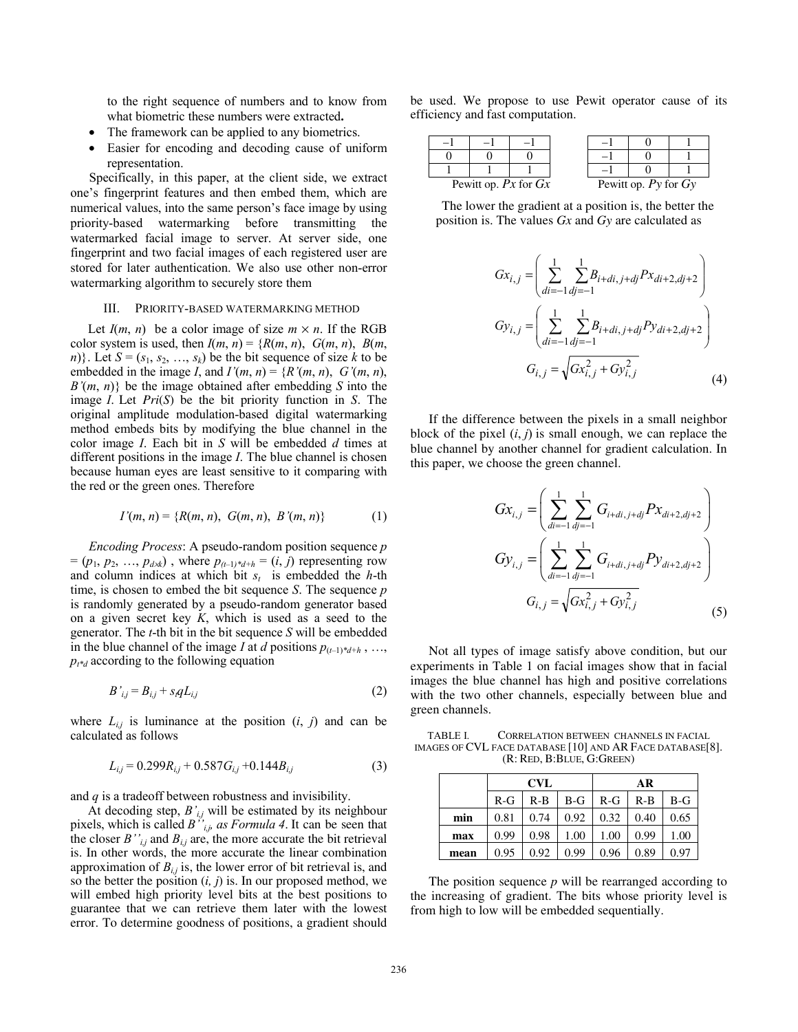to the right sequence of numbers and to know from what biometric these numbers were extracted**.**

- The framework can be applied to any biometrics.
- Easier for encoding and decoding cause of uniform representation.

Specifically, in this paper, at the client side, we extract one's fingerprint features and then embed them, which are numerical values, into the same person's face image by using priority-based watermarking before transmitting the watermarked facial image to server. At server side, one fingerprint and two facial images of each registered user are stored for later authentication. We also use other non-error watermarking algorithm to securely store them

## III. Priority-based Watermarking Method

Let $I(m, n)$ be a color image of size $m \times n$. If the RGB color system is used, then $I(m, n) = \{R(m, n), G(m, n), B(m, n)\}$. Let $S = (s_1, s_2, \ldots, s_k)$ be the bit sequence of size $k$ to be embedded in the image $I$, and $I'(m, n) = \{R'(m, n), G'(m, n), B'(m, n)\}$ be the image obtained after embedding $S$ into the image $I$. Let $Pri(S)$ be the bit priority function in $S$. The original amplitude modulation-based digital watermarking method embeds bits by modifying the blue channel in the color image $I$. Each bit in $S$ will be embedded $d$ times at different positions in the image $I$. The blue channel is chosen because human eyes are least sensitive to it comparing with the red or the green ones. Therefore

$$I'(m, n) = \{R(m, n), G(m, n), B'(m, n)\} \tag{1}$$

*Encoding Process*: A pseudo-random position sequence $p = (p_1, p_2, \ldots, p_{d \times k})$ , where $p_{(t-1)*d+h} = (i, j)$ representing row and column indices at which bit $s_t$ is embedded the $h$-th time, is chosen to embed the bit sequence $S$. The sequence $p$ is randomly generated by a pseudo-random generator based on a given secret key $K$, which is used as a seed to the generator. The $t$-th bit in the bit sequence $S$ will be embedded in the blue channel of the image $I$ at $d$ positions $p_{(t-1)*d+h}$ , …, $p_{t*d}$ according to the following equation

$$B'_{i,j} = B_{i,j} + s_t q L_{i,j} \tag{2}$$

where $L_{i,j}$ is luminance at the position $(i, j)$ and can be calculated as follows

$$L_{i,j} = 0.299R_{i,j} + 0.587G_{i,j} + 0.144B_{i,j} \tag{3}$$

and $q$ is a tradeoff between robustness and invisibility.

At decoding step, $B'_{i,j}$ will be estimated by its neighbour pixels, which is called $B''_{i,j}$, *as Formula 4*. It can be seen that the closer $B''_{i,j}$ and $B_{i,j}$ are, the more accurate the bit retrieval is. In other words, the more accurate the linear combination approximation of $B_{i,j}$ is, the lower error of bit retrieval is, and so the better the position $(i, j)$ is. In our proposed method, we will embed high priority level bits at the best positions to guarantee that we can retrieve them later with the lowest error. To determine goodness of positions, a gradient should be used. We propose to use Pewit operator cause of its efficiency and fast computation.

| | | |
|---|---|---|
| –1 | –1 | –1 |
| 0 | 0 | 0 |
| 1 | 1 | 1 |

Pewitt op. $Px$ for $Gx$

| | | |
|---|---|---|
| –1 | 0 | 1 |
| –1 | 0 | 1 |
| –1 | 0 | 1 |

Pewitt op. $Py$ for $Gy$

The lower the gradient at a position is, the better the position is. The values $Gx$ and $Gy$ are calculated as

$$Gx_{i,j} = \left( \sum_{di=-1}^{1} \sum_{dj=-1}^{1} B_{i+di,j+dj} Px_{di+2,dj+2} \right)$$

$$Gy_{i,j} = \left( \sum_{di=-1}^{1} \sum_{dj=-1}^{1} B_{i+di,j+dj} Py_{di+2,dj+2} \right)$$

$$G_{i,j} = \sqrt{Gx_{i,j}^2 + Gy_{i,j}^2} \tag{4}$$

If the difference between the pixels in a small neighbor block of the pixel $(i, j)$ is small enough, we can replace the blue channel by another channel for gradient calculation. In this paper, we choose the green channel.

$$Gx_{i,j} = \left( \sum_{di=-1}^{1} \sum_{dj=-1}^{1} G_{i+di,j+dj} Px_{di+2,dj+2} \right)$$

$$Gy_{i,j} = \left( \sum_{di=-1}^{1} \sum_{dj=-1}^{1} G_{i+di,j+dj} Py_{di+2,dj+2} \right)$$

$$G_{i,j} = \sqrt{Gx_{i,j}^2 + Gy_{i,j}^2} \tag{5}$$

Not all types of image satisfy above condition, but our experiments in Table 1 on facial images show that in facial images the blue channel has high and positive correlations with the two other channels, especially between blue and green channels.

TABLE I. Correlation between channels in facial images of CVL face database [10] and AR Face database[8]. (R: Red, B:Blue, G:Green)

| | CVL | | | AR | | |
|---|---|---|---|---|---|---|
| | R-G | R-B | B-G | R-G | R-B | B-G |
| **min** | 0.81 | 0.74 | 0.92 | 0.32 | 0.40 | 0.65 |
| **max** | 0.99 | 0.98 | 1.00 | 1.00 | 0.99 | 1.00 |
| **mean** | 0.95 | 0.92 | 0.99 | 0.96 | 0.89 | 0.97 |

The position sequence $p$ will be rearranged according to the increasing of gradient. The bits whose priority level is from high to low will be embedded sequentially.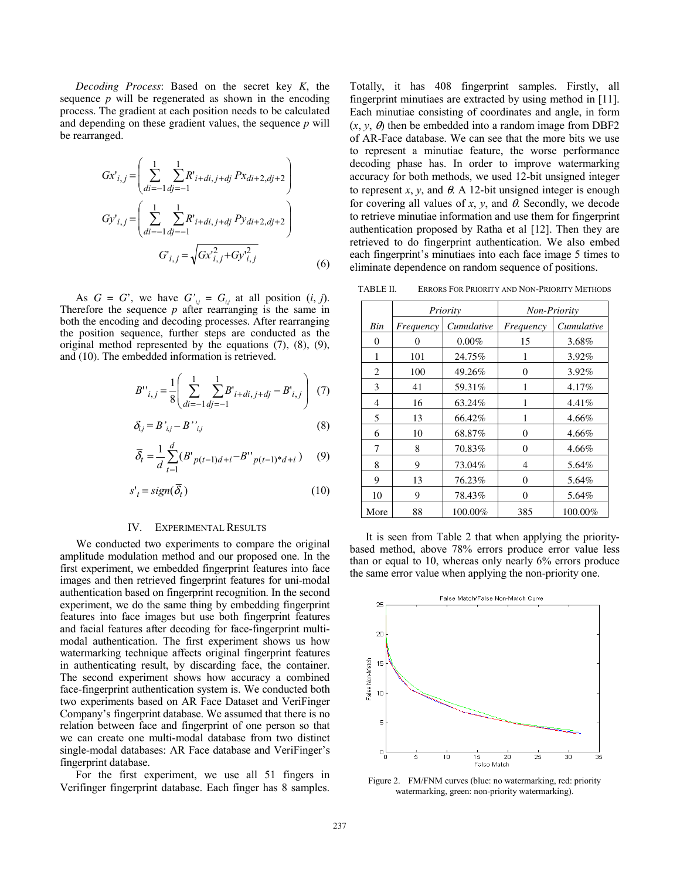*Decoding Process*: Based on the secret key *K*, the sequence *p* will be regenerated as shown in the encoding process. The gradient at each position needs to be calculated and depending on these gradient values, the sequence *p* will be rearranged.

$$Gx'_{i,j} = \left( \sum_{di=-1}^{1} \sum_{dj=-1}^{1} R'_{i+di,j+dj}\, Px_{di+2,dj+2} \right)$$

$$Gy'_{i,j} = \left( \sum_{di=-1}^{1} \sum_{dj=-1}^{1} R'_{i+di,j+dj}\, Py_{di+2,dj+2} \right)$$

$$G'_{i,j} = \sqrt{Gx'^{2}_{i,j} + Gy'^{2}_{i,j}} \quad (6)$$

As $G = G'$, we have $G'_{i,j} = G_{i,j}$ at all position $(i, j)$. Therefore the sequence *p* after rearranging is the same in both the encoding and decoding processes. After rearranging the position sequence, further steps are conducted as the original method represented by the equations (7), (8), (9), and (10). The embedded information is retrieved.

$$B''_{i,j} = \frac{1}{8}\left( \sum_{di=-1}^{1} \sum_{dj=-1}^{1} B'_{i+di,j+dj} - B'_{i,j} \right) \quad (7)$$

$$\delta_{i,j} = B'_{i,j} - B''_{i,j} \quad (8)$$

$$\overline{\delta}_t = \frac{1}{d} \sum_{t=1}^{d} (B'_{p(t-1)d+i} - B''_{p(t-1)*d+i}) \quad (9)$$

$$s'_t = sign(\overline{\delta}_t) \quad (10)$$

## IV. Experimental Results

We conducted two experiments to compare the original amplitude modulation method and our proposed one. In the first experiment, we embedded fingerprint features into face images and then retrieved fingerprint features for uni-modal authentication based on fingerprint recognition. In the second experiment, we do the same thing by embedding fingerprint features into face images but use both fingerprint features and facial features after decoding for face-fingerprint multi-modal authentication. The first experiment shows us how watermarking technique affects original fingerprint features in authenticating result, by discarding face, the container. The second experiment shows how accuracy a combined face-fingerprint authentication system is. We conducted both two experiments based on AR Face Dataset and VeriFinger Company's fingerprint database. We assumed that there is no relation between face and fingerprint of one person so that we can create one multi-modal database from two distinct single-modal databases: AR Face database and VeriFinger's fingerprint database.

For the first experiment, we use all 51 fingers in Verifinger fingerprint database. Each finger has 8 samples. Totally, it has 408 fingerprint samples. Firstly, all fingerprint minutiaes are extracted by using method in [11]. Each minutiae consisting of coordinates and angle, in form $(x, y, \theta)$ then be embedded into a random image from DBF2 of AR-Face database. We can see that the more bits we use to represent a minutiae feature, the worse performance decoding phase has. In order to improve watermarking accuracy for both methods, we used 12-bit unsigned integer to represent $x$, $y$, and $\theta$. A 12-bit unsigned integer is enough for covering all values of $x$, $y$, and $\theta$. Secondly, we decode to retrieve minutiae information and use them for fingerprint authentication proposed by Ratha et al [12]. Then they are retrieved to do fingerprint authentication. We also embed each fingerprint's minutiaes into each face image 5 times to eliminate dependence on random sequence of positions.

TABLE II. Errors For Priority and Non-Priority Methods

| | *Priority* | | *Non-Priority* | |
|---|---|---|---|---|
| *Bin* | *Frequency* | *Cumulative* | *Frequency* | *Cumulative* |
| 0 | 0 | 0.00% | 15 | 3.68% |
| 1 | 101 | 24.75% | 1 | 3.92% |
| 2 | 100 | 49.26% | 0 | 3.92% |
| 3 | 41 | 59.31% | 1 | 4.17% |
| 4 | 16 | 63.24% | 1 | 4.41% |
| 5 | 13 | 66.42% | 1 | 4.66% |
| 6 | 10 | 68.87% | 0 | 4.66% |
| 7 | 8 | 70.83% | 0 | 4.66% |
| 8 | 9 | 73.04% | 4 | 5.64% |
| 9 | 13 | 76.23% | 0 | 5.64% |
| 10 | 9 | 78.43% | 0 | 5.64% |
| More | 88 | 100.00% | 385 | 100.00% |

It is seen from Table 2 that when applying the priority-based method, above 78% errors produce error value less than or equal to 10, whereas only nearly 6% errors produce the same error value when applying the non-priority one.

False Match/False Non-Match Curve

False Non-Match

False Match

0 5 10 15 20 25 30 35

0 5 10 15 20 25

Figure 2. FM/FNM curves (blue: no watermarking, red: priority watermarking, green: non-priority watermarking).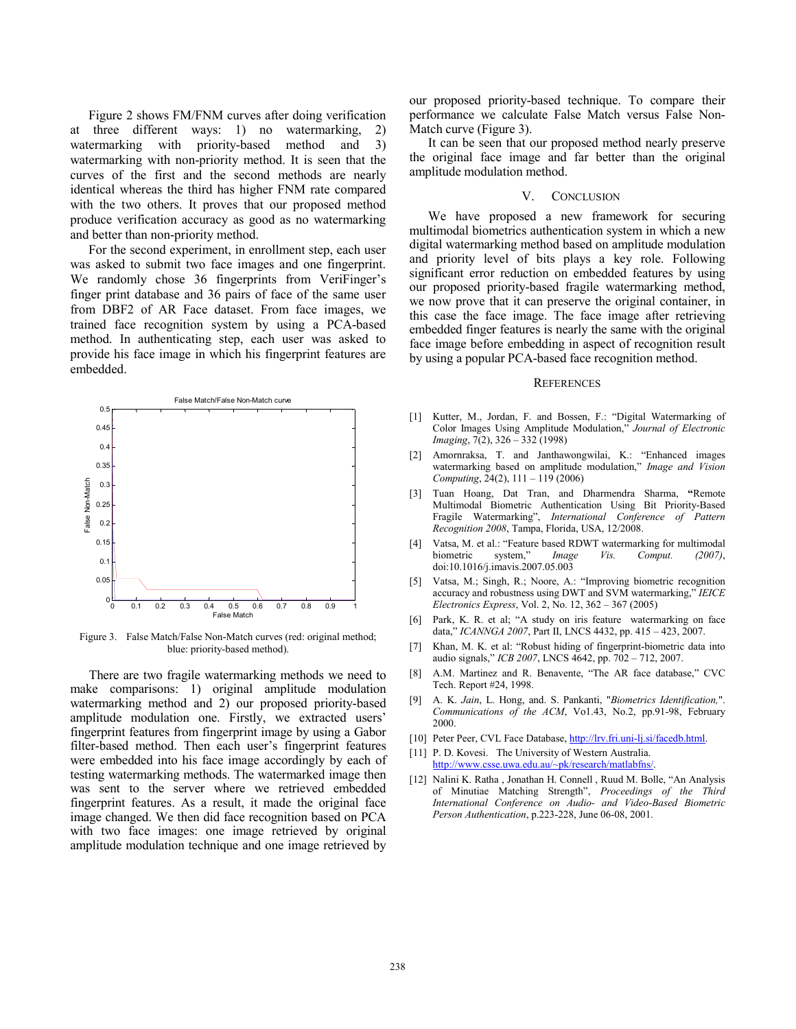Figure 2 shows FM/FNM curves after doing verification at three different ways: 1) no watermarking, 2) watermarking with priority-based method and 3) watermarking with non-priority method. It is seen that the curves of the first and the second methods are nearly identical whereas the third has higher FNM rate compared with the two others. It proves that our proposed method produce verification accuracy as good as no watermarking and better than non-priority method.

For the second experiment, in enrollment step, each user was asked to submit two face images and one fingerprint. We randomly chose 36 fingerprints from VeriFinger's finger print database and 36 pairs of face of the same user from DBF2 of AR Face dataset. From face images, we trained face recognition system by using a PCA-based method. In authenticating step, each user was asked to provide his face image in which his fingerprint features are embedded.

False Match/False Non-Match curve

False Non-Match

0.5
0.45
0.4
0.35
0.3
0.25
0.2
0.15
0.1
0.05
0

0 0.1 0.2 0.3 0.4 0.5 0.6 0.7 0.8 0.9 1

False Match

Figure 3. False Match/False Non-Match curves (red: original method; blue: priority-based method).

There are two fragile watermarking methods we need to make comparisons: 1) original amplitude modulation watermarking method and 2) our proposed priority-based amplitude modulation one. Firstly, we extracted users' fingerprint features from fingerprint image by using a Gabor filter-based method. Then each user's fingerprint features were embedded into his face image accordingly by each of testing watermarking methods. The watermarked image then was sent to the server where we retrieved embedded fingerprint features. As a result, it made the original face image changed. We then did face recognition based on PCA with two face images: one image retrieved by original amplitude modulation technique and one image retrieved by our proposed priority-based technique. To compare their performance we calculate False Match versus False Non-Match curve (Figure 3).

It can be seen that our proposed method nearly preserve the original face image and far better than the original amplitude modulation method.

## V. Conclusion

We have proposed a new framework for securing multimodal biometrics authentication system in which a new digital watermarking method based on amplitude modulation and priority level of bits plays a key role. Following significant error reduction on embedded features by using our proposed priority-based fragile watermarking method, we now prove that it can preserve the original container, in this case the face image. The face image after retrieving embedded finger features is nearly the same with the original face image before embedding in aspect of recognition result by using a popular PCA-based face recognition method.

## References

[1] Kutter, M., Jordan, F. and Bossen, F.: "Digital Watermarking of Color Images Using Amplitude Modulation," *Journal of Electronic Imaging*, 7(2), 326 – 332 (1998)

[2] Amornraksa, T. and Janthawongwilai, K.: "Enhanced images watermarking based on amplitude modulation," *Image and Vision Computing*, 24(2), 111 – 119 (2006)

[3] Tuan Hoang, Dat Tran, and Dharmendra Sharma, "Remote Multimodal Biometric Authentication Using Bit Priority-Based Fragile Watermarking", *International Conference of Pattern Recognition 2008*, Tampa, Florida, USA, 12/2008.

[4] Vatsa, M. et al.: "Feature based RDWT watermarking for multimodal biometric system," *Image Vis. Comput. (2007)*, doi:10.1016/j.imavis.2007.05.003

[5] Vatsa, M.; Singh, R.; Noore, A.: "Improving biometric recognition accuracy and robustness using DWT and SVM watermarking," *IEICE Electronics Express*, Vol. 2, No. 12, 362 – 367 (2005)

[6] Park, K. R. et al; "A study on iris feature watermarking on face data," *ICANNGA 2007*, Part II, LNCS 4432, pp. 415 – 423, 2007.

[7] Khan, M. K. et al: "Robust hiding of fingerprint-biometric data into audio signals," *ICB 2007*, LNCS 4642, pp. 702 – 712, 2007.

[8] A.M. Martinez and R. Benavente, "The AR face database," CVC Tech. Report #24, 1998.

[9] A. K. *Jain*, L. Hong, and. S. Pankanti, "*Biometrics Identification,*". *Communications of the ACM*, Vo1.43, No.2, pp.91-98, February 2000.

[10] Peter Peer, CVL Face Database, http://lrv.fri.uni-lj.si/facedb.html.

[11] P. D. Kovesi. The University of Western Australia. http://www.csse.uwa.edu.au/~pk/research/matlabfns/.

[12] Nalini K. Ratha , Jonathan H. Connell , Ruud M. Bolle, "An Analysis of Minutiae Matching Strength", *Proceedings of the Third International Conference on Audio- and Video-Based Biometric Person Authentication*, p.223-228, June 06-08, 2001.